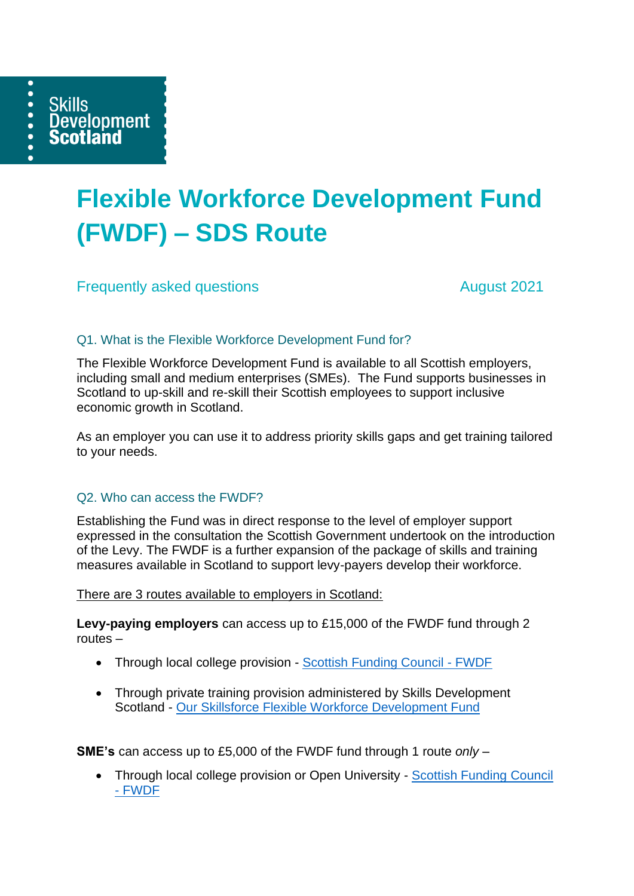Skills Development Scotland

# Flexible Workforce Development Fund (FWDF) – SDS Route

Frequently asked questions August 2021

### Q1. What is the Flexible Workforce Development Fund for?

The Flexible Workforce Development Fund is available to all Scottish employers, including small and medium enterprises (SMEs). The Fund supports businesses in Scotland to up-skill and re-skill their Scottish employees to support inclusive economic growth in Scotland.

As an employer you can use it to address priority skills gaps and get training tailored to your needs.

### Q2. Who can access the FWDF?

Establishing the Fund was in direct response to the level of employer support expressed in the consultation the Scottish Government undertook on the introduction of the Levy. The FWDF is a further expansion of the package of skills and training measures available in Scotland to support levy-payers develop their workforce.

There are 3 routes available to employers in Scotland:

**Levy-paying employers** can access up to £15,000 of the FWDF fund through 2 routes –

- Through local college provision - [Scottish Funding Council - FWDF]
- Through private training provision administered by Skills Development Scotland - [Our Skillsforce Flexible Workforce Development Fund]

**SME's** can access up to £5,000 of the FWDF fund through 1 route *only* –

- Through local college provision or Open University - [Scottish Funding Council - FWDF]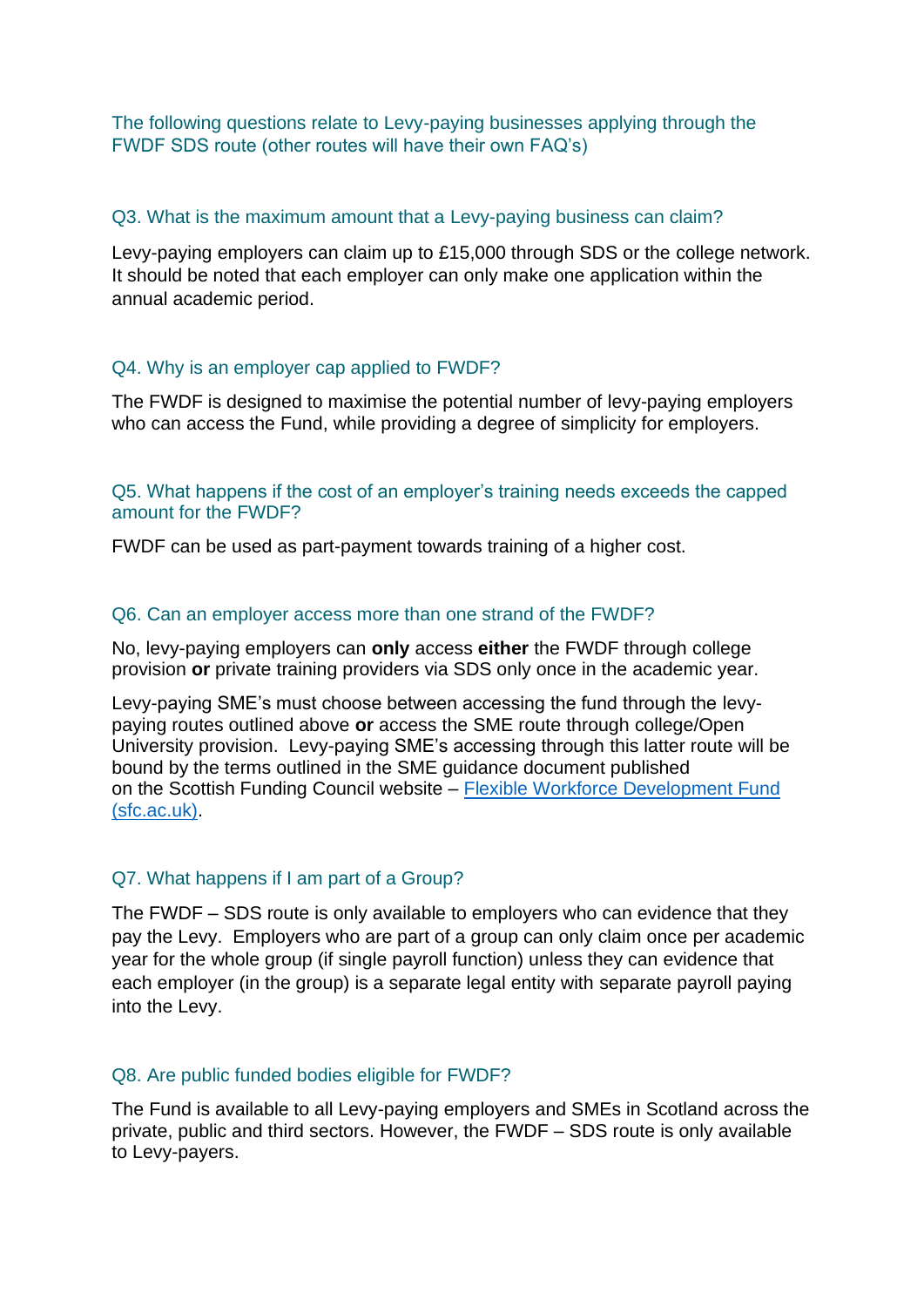The following questions relate to Levy-paying businesses applying through the FWDF SDS route (other routes will have their own FAQ's)

### Q3. What is the maximum amount that a Levy-paying business can claim?

Levy-paying employers can claim up to £15,000 through SDS or the college network. It should be noted that each employer can only make one application within the annual academic period.

### Q4. Why is an employer cap applied to FWDF?

The FWDF is designed to maximise the potential number of levy-paying employers who can access the Fund, while providing a degree of simplicity for employers.

### Q5. What happens if the cost of an employer's training needs exceeds the capped amount for the FWDF?

FWDF can be used as part-payment towards training of a higher cost.

### Q6. Can an employer access more than one strand of the FWDF?

No, levy-paying employers can **only** access **either** the FWDF through college provision **or** private training providers via SDS only once in the academic year.

Levy-paying SME's must choose between accessing the fund through the levy-paying routes outlined above **or** access the SME route through college/Open University provision. Levy-paying SME's accessing through this latter route will be bound by the terms outlined in the SME guidance document published on the Scottish Funding Council website – [Flexible Workforce Development Fund (sfc.ac.uk)](sfc.ac.uk).

### Q7. What happens if I am part of a Group?

The FWDF – SDS route is only available to employers who can evidence that they pay the Levy. Employers who are part of a group can only claim once per academic year for the whole group (if single payroll function) unless they can evidence that each employer (in the group) is a separate legal entity with separate payroll paying into the Levy.

### Q8. Are public funded bodies eligible for FWDF?

The Fund is available to all Levy-paying employers and SMEs in Scotland across the private, public and third sectors. However, the FWDF – SDS route is only available to Levy-payers.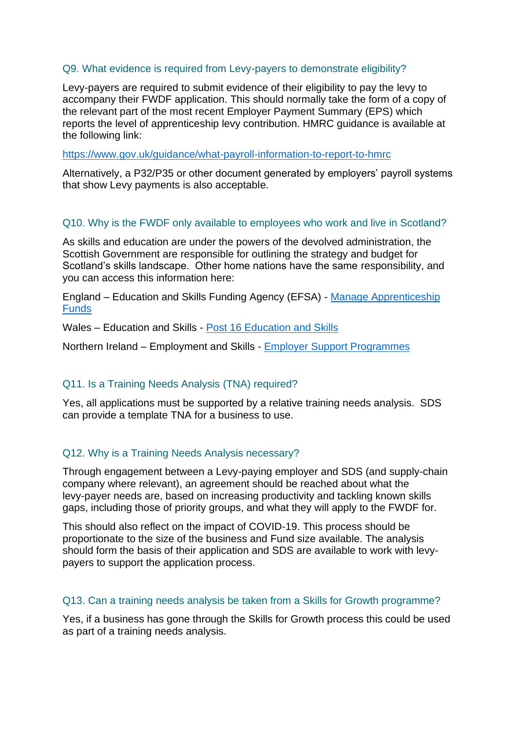### Q9. What evidence is required from Levy-payers to demonstrate eligibility?

Levy-payers are required to submit evidence of their eligibility to pay the levy to accompany their FWDF application. This should normally take the form of a copy of the relevant part of the most recent Employer Payment Summary (EPS) which reports the level of apprenticeship levy contribution. HMRC guidance is available at the following link:

[https://www.gov.uk/guidance/what-payroll-information-to-report-to-hmrc](https://www.gov.uk/guidance/what-payroll-information-to-report-to-hmrc)

Alternatively, a P32/P35 or other document generated by employers' payroll systems that show Levy payments is also acceptable.

### Q10. Why is the FWDF only available to employees who work and live in Scotland?

As skills and education are under the powers of the devolved administration, the Scottish Government are responsible for outlining the strategy and budget for Scotland's skills landscape. Other home nations have the same responsibility, and you can access this information here:

England – Education and Skills Funding Agency (EFSA) - Manage Apprenticeship Funds

Wales – Education and Skills - Post 16 Education and Skills

Northern Ireland – Employment and Skills - Employer Support Programmes

### Q11. Is a Training Needs Analysis (TNA) required?

Yes, all applications must be supported by a relative training needs analysis. SDS can provide a template TNA for a business to use.

### Q12. Why is a Training Needs Analysis necessary?

Through engagement between a Levy-paying employer and SDS (and supply-chain company where relevant), an agreement should be reached about what the levy-payer needs are, based on increasing productivity and tackling known skills gaps, including those of priority groups, and what they will apply to the FWDF for.

This should also reflect on the impact of COVID-19. This process should be proportionate to the size of the business and Fund size available. The analysis should form the basis of their application and SDS are available to work with levy-payers to support the application process.

### Q13. Can a training needs analysis be taken from a Skills for Growth programme?

Yes, if a business has gone through the Skills for Growth process this could be used as part of a training needs analysis.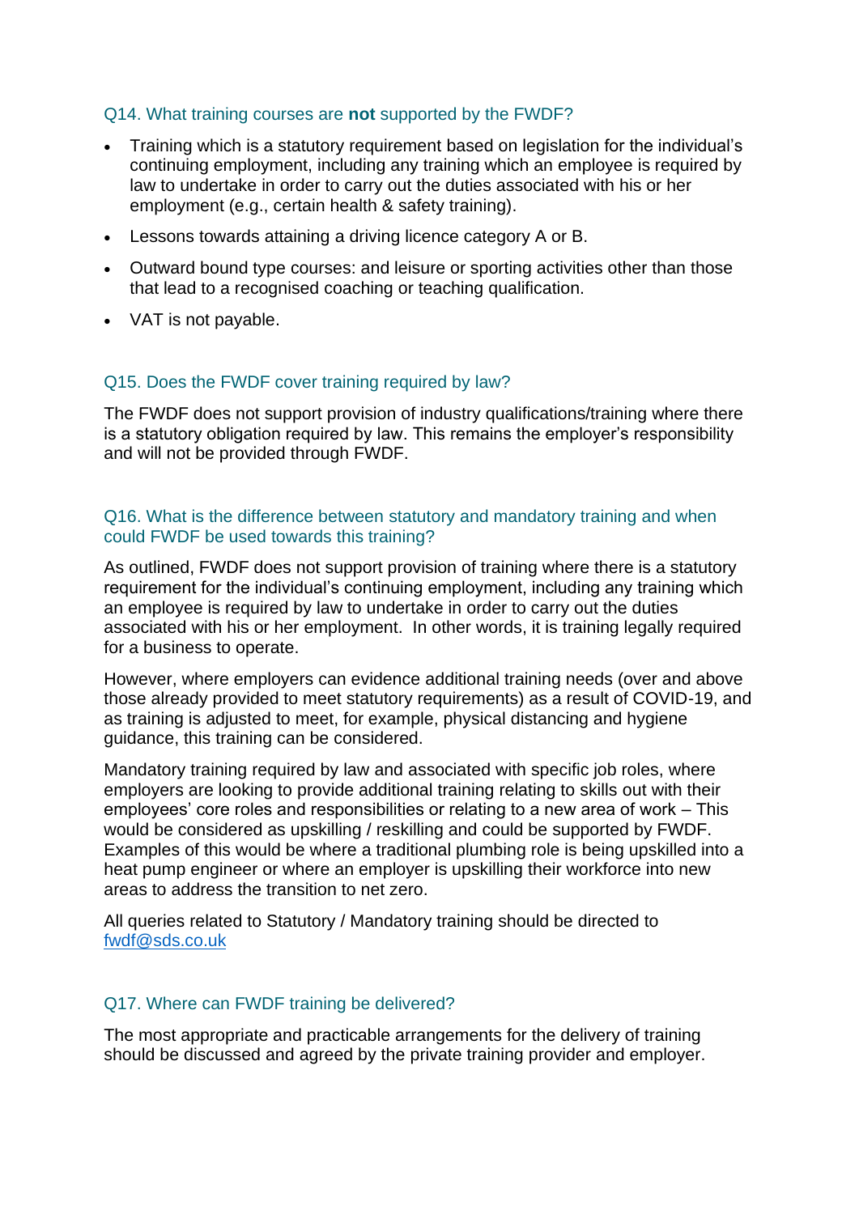### Q14. What training courses are **not** supported by the FWDF?

- Training which is a statutory requirement based on legislation for the individual's continuing employment, including any training which an employee is required by law to undertake in order to carry out the duties associated with his or her employment (e.g., certain health & safety training).
- Lessons towards attaining a driving licence category A or B.
- Outward bound type courses: and leisure or sporting activities other than those that lead to a recognised coaching or teaching qualification.
- VAT is not payable.

### Q15. Does the FWDF cover training required by law?

The FWDF does not support provision of industry qualifications/training where there is a statutory obligation required by law. This remains the employer's responsibility and will not be provided through FWDF.

### Q16. What is the difference between statutory and mandatory training and when could FWDF be used towards this training?

As outlined, FWDF does not support provision of training where there is a statutory requirement for the individual's continuing employment, including any training which an employee is required by law to undertake in order to carry out the duties associated with his or her employment. In other words, it is training legally required for a business to operate.

However, where employers can evidence additional training needs (over and above those already provided to meet statutory requirements) as a result of COVID-19, and as training is adjusted to meet, for example, physical distancing and hygiene guidance, this training can be considered.

Mandatory training required by law and associated with specific job roles, where employers are looking to provide additional training relating to skills out with their employees' core roles and responsibilities or relating to a new area of work – This would be considered as upskilling / reskilling and could be supported by FWDF. Examples of this would be where a traditional plumbing role is being upskilled into a heat pump engineer or where an employer is upskilling their workforce into new areas to address the transition to net zero.

All queries related to Statutory / Mandatory training should be directed to [fwdf@sds.co.uk](mailto:fwdf@sds.co.uk)

### Q17. Where can FWDF training be delivered?

The most appropriate and practicable arrangements for the delivery of training should be discussed and agreed by the private training provider and employer.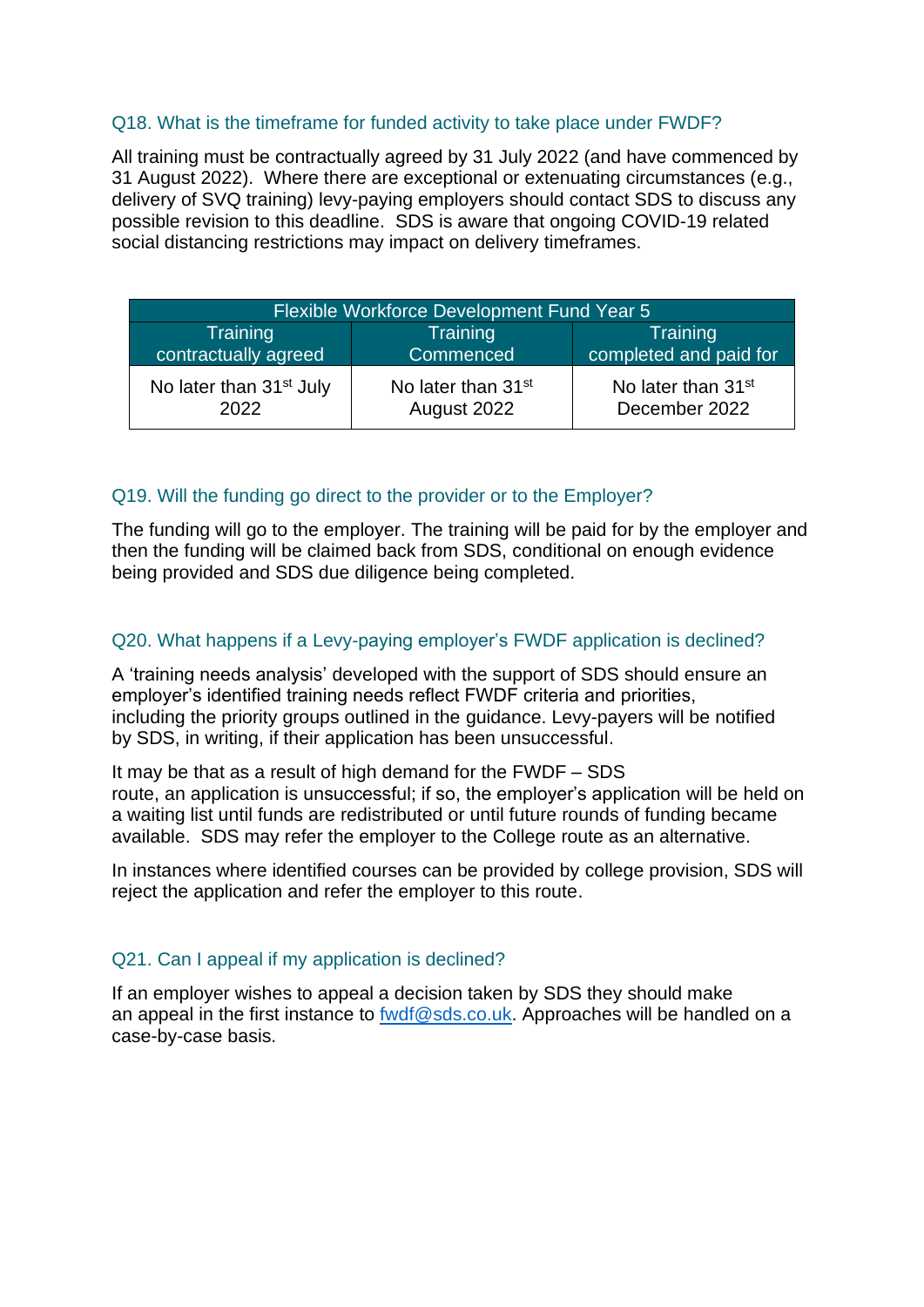### Q18. What is the timeframe for funded activity to take place under FWDF?

All training must be contractually agreed by 31 July 2022 (and have commenced by 31 August 2022). Where there are exceptional or extenuating circumstances (e.g., delivery of SVQ training) levy-paying employers should contact SDS to discuss any possible revision to this deadline. SDS is aware that ongoing COVID-19 related social distancing restrictions may impact on delivery timeframes.

| Flexible Workforce Development Fund Year 5 | | |
|---|---|---|
| Training contractually agreed | Training Commenced | Training completed and paid for |
| No later than 31st July 2022 | No later than 31st August 2022 | No later than 31st December 2022 |

### Q19. Will the funding go direct to the provider or to the Employer?

The funding will go to the employer. The training will be paid for by the employer and then the funding will be claimed back from SDS, conditional on enough evidence being provided and SDS due diligence being completed.

### Q20. What happens if a Levy-paying employer's FWDF application is declined?

A 'training needs analysis' developed with the support of SDS should ensure an employer's identified training needs reflect FWDF criteria and priorities, including the priority groups outlined in the guidance. Levy-payers will be notified by SDS, in writing, if their application has been unsuccessful.

It may be that as a result of high demand for the FWDF – SDS route, an application is unsuccessful; if so, the employer's application will be held on a waiting list until funds are redistributed or until future rounds of funding became available. SDS may refer the employer to the College route as an alternative.

In instances where identified courses can be provided by college provision, SDS will reject the application and refer the employer to this route.

### Q21. Can I appeal if my application is declined?

If an employer wishes to appeal a decision taken by SDS they should make an appeal in the first instance to [fwdf@sds.co.uk](mailto:fwdf@sds.co.uk). Approaches will be handled on a case-by-case basis.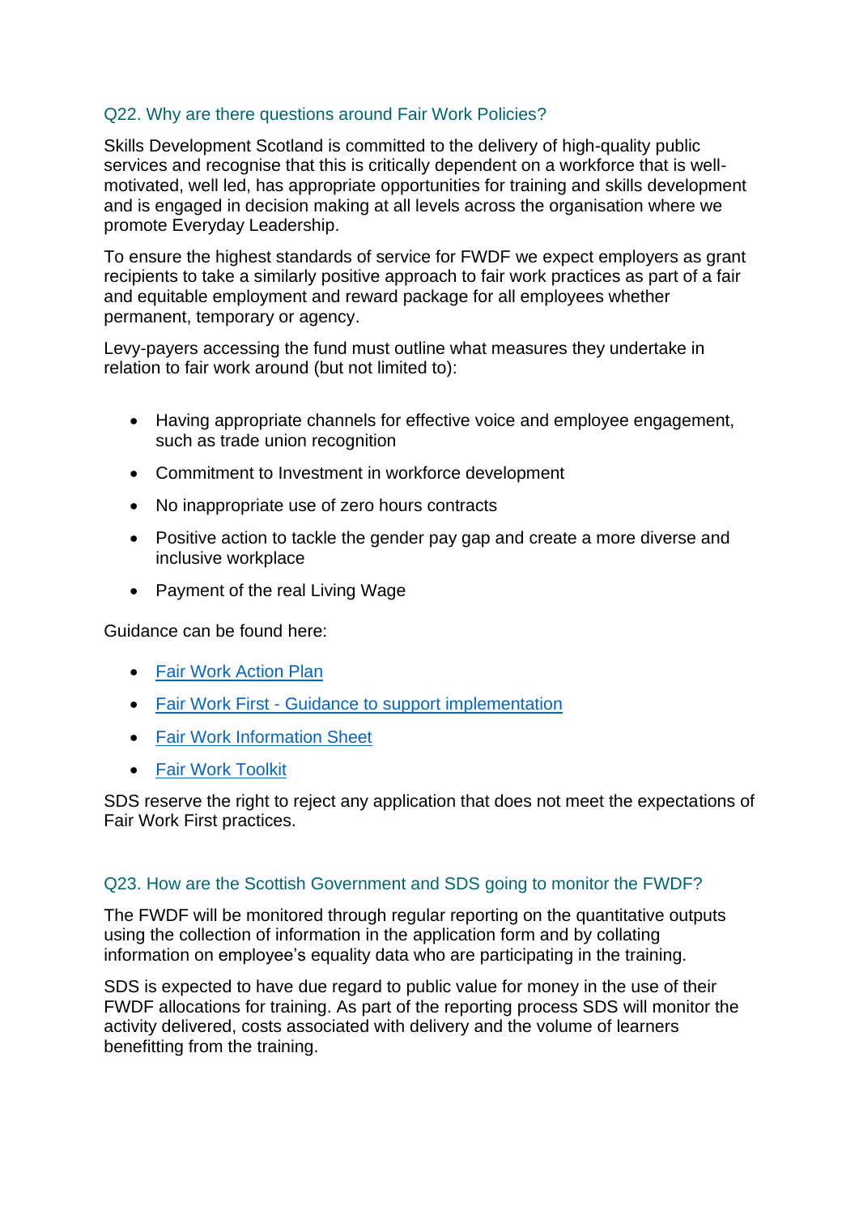### Q22. Why are there questions around Fair Work Policies?

Skills Development Scotland is committed to the delivery of high-quality public services and recognise that this is critically dependent on a workforce that is well-motivated, well led, has appropriate opportunities for training and skills development and is engaged in decision making at all levels across the organisation where we promote Everyday Leadership.

To ensure the highest standards of service for FWDF we expect employers as grant recipients to take a similarly positive approach to fair work practices as part of a fair and equitable employment and reward package for all employees whether permanent, temporary or agency.

Levy-payers accessing the fund must outline what measures they undertake in relation to fair work around (but not limited to):

- Having appropriate channels for effective voice and employee engagement, such as trade union recognition
- Commitment to Investment in workforce development
- No inappropriate use of zero hours contracts
- Positive action to tackle the gender pay gap and create a more diverse and inclusive workplace
- Payment of the real Living Wage

Guidance can be found here:

- Fair Work Action Plan
- Fair Work First - Guidance to support implementation
- Fair Work Information Sheet
- Fair Work Toolkit

SDS reserve the right to reject any application that does not meet the expectations of Fair Work First practices.

### Q23. How are the Scottish Government and SDS going to monitor the FWDF?

The FWDF will be monitored through regular reporting on the quantitative outputs using the collection of information in the application form and by collating information on employee's equality data who are participating in the training.

SDS is expected to have due regard to public value for money in the use of their FWDF allocations for training. As part of the reporting process SDS will monitor the activity delivered, costs associated with delivery and the volume of learners benefitting from the training.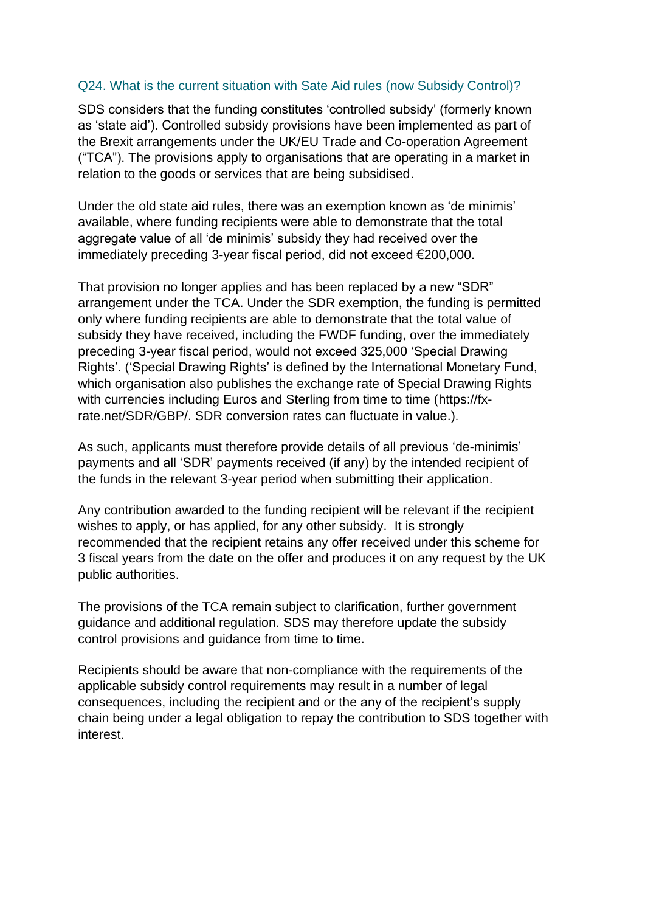### Q24. What is the current situation with Sate Aid rules (now Subsidy Control)?

SDS considers that the funding constitutes 'controlled subsidy' (formerly known as 'state aid'). Controlled subsidy provisions have been implemented as part of the Brexit arrangements under the UK/EU Trade and Co-operation Agreement ("TCA"). The provisions apply to organisations that are operating in a market in relation to the goods or services that are being subsidised.

Under the old state aid rules, there was an exemption known as 'de minimis' available, where funding recipients were able to demonstrate that the total aggregate value of all 'de minimis' subsidy they had received over the immediately preceding 3-year fiscal period, did not exceed €200,000.

That provision no longer applies and has been replaced by a new "SDR" arrangement under the TCA. Under the SDR exemption, the funding is permitted only where funding recipients are able to demonstrate that the total value of subsidy they have received, including the FWDF funding, over the immediately preceding 3-year fiscal period, would not exceed 325,000 'Special Drawing Rights'. ('Special Drawing Rights' is defined by the International Monetary Fund, which organisation also publishes the exchange rate of Special Drawing Rights with currencies including Euros and Sterling from time to time (https://fx-rate.net/SDR/GBP/. SDR conversion rates can fluctuate in value.).

As such, applicants must therefore provide details of all previous 'de-minimis' payments and all 'SDR' payments received (if any) by the intended recipient of the funds in the relevant 3-year period when submitting their application.

Any contribution awarded to the funding recipient will be relevant if the recipient wishes to apply, or has applied, for any other subsidy. It is strongly recommended that the recipient retains any offer received under this scheme for 3 fiscal years from the date on the offer and produces it on any request by the UK public authorities.

The provisions of the TCA remain subject to clarification, further government guidance and additional regulation. SDS may therefore update the subsidy control provisions and guidance from time to time.

Recipients should be aware that non-compliance with the requirements of the applicable subsidy control requirements may result in a number of legal consequences, including the recipient and or the any of the recipient's supply chain being under a legal obligation to repay the contribution to SDS together with interest.